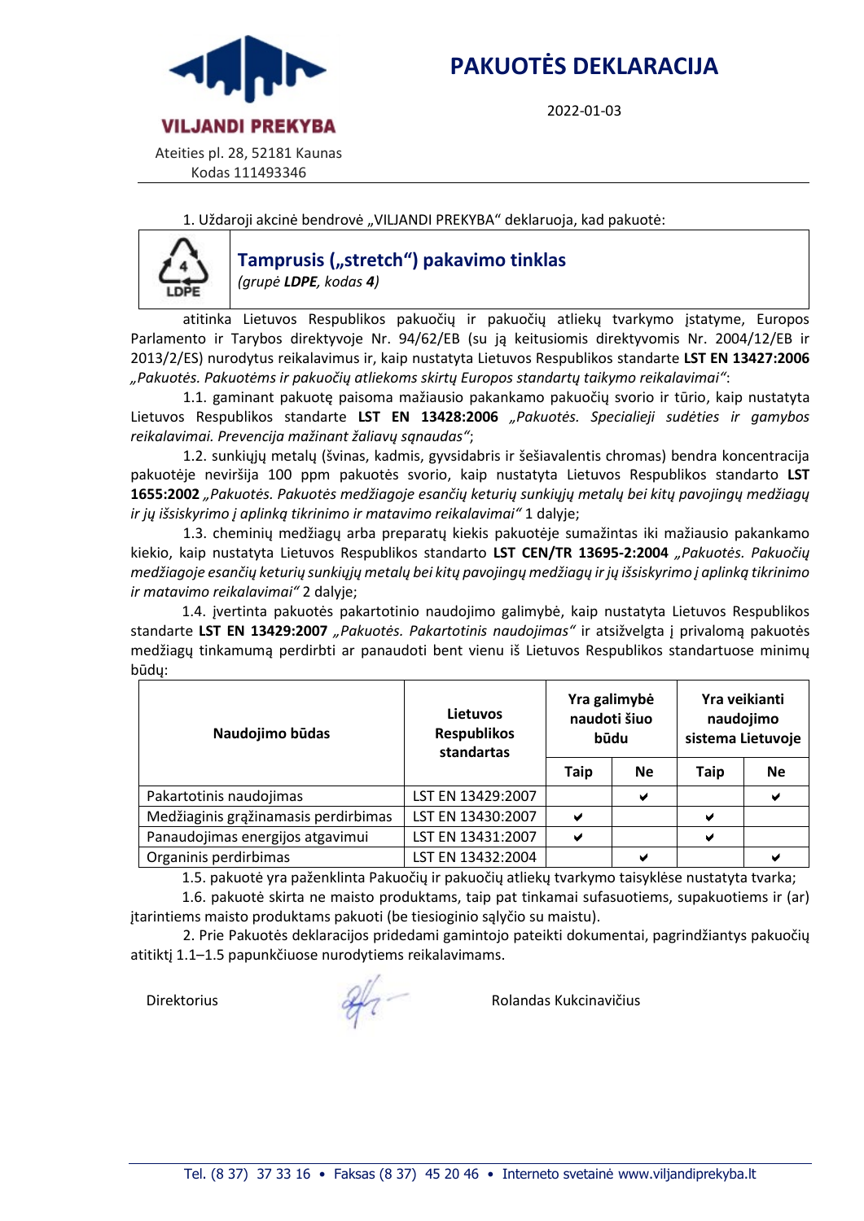VILJANDI PREKYBA

Ateities pl. 28, 52181 Kaunas
Kodas 111493346

# PAKUOTĖS DEKLARACIJA

2022-01-03

1. Uždaroji akcinė bendrovė „VILJANDI PREKYBA“ deklaruoja, kad pakuotė:

4 LDPE

## Tamprusis („stretch“) pakavimo tinklas

*(grupė **LDPE**, kodas **4**)*

atitinka Lietuvos Respublikos pakuočių ir pakuočių atliekų tvarkymo įstatyme, Europos Parlamento ir Tarybos direktyvoje Nr. 94/62/EB (su ją keitusiomis direktyvomis Nr. 2004/12/EB ir 2013/2/ES) nurodytus reikalavimus ir, kaip nustatyta Lietuvos Respublikos standarte **LST EN 13427:2006** *„Pakuotės. Pakuotėms ir pakuočių atliekoms skirtų Europos standartų taikymo reikalavimai“*:

1.1. gaminant pakuotę paisoma mažiausio pakankamo pakuočių svorio ir tūrio, kaip nustatyta Lietuvos Respublikos standarte **LST EN 13428:2006** *„Pakuotės. Specialieji sudėties ir gamybos reikalavimai. Prevencija mažinant žaliavų sąnaudas“*;

1.2. sunkiųjų metalų (švinas, kadmis, gyvsidabris ir šešiavalentis chromas) bendra koncentracija pakuotėje neviršija 100 ppm pakuotės svorio, kaip nustatyta Lietuvos Respublikos standarto **LST 1655:2002** *„Pakuotės. Pakuotės medžiagoje esančių keturių sunkiųjų metalų bei kitų pavojingų medžiagų ir jų išsiskyrimo į aplinką tikrinimo ir matavimo reikalavimai“* 1 dalyje;

1.3. cheminių medžiagų arba preparatų kiekis pakuotėje sumažintas iki mažiausio pakankamo kiekio, kaip nustatyta Lietuvos Respublikos standarto **LST CEN/TR 13695-2:2004** *„Pakuotės. Pakuočių medžiagoje esančių keturių sunkiųjų metalų bei kitų pavojingų medžiagų ir jų išsiskyrimo į aplinką tikrinimo ir matavimo reikalavimai“* 2 dalyje;

1.4. įvertinta pakuotės pakartotinio naudojimo galimybė, kaip nustatyta Lietuvos Respublikos standarte **LST EN 13429:2007** *„Pakuotės. Pakartotinis naudojimas“* ir atsižvelgta į privalomą pakuotės medžiagų tinkamumą perdirbti ar panaudoti bent vienu iš Lietuvos Respublikos standartuose minimų būdų:

| Naudojimo būdas | Lietuvos Respublikos standartas | Yra galimybė naudoti šiuo būdu | | Yra veikianti naudojimo sistema Lietuvoje | |
|---|---|---|---|---|---|
| | | Taip | Ne | Taip | Ne |
| Pakartotinis naudojimas | LST EN 13429:2007 | | ✔ | | ✔ |
| Medžiaginis grąžinamasis perdirbimas | LST EN 13430:2007 | ✔ | | ✔ | |
| Panaudojimas energijos atgavimui | LST EN 13431:2007 | ✔ | | ✔ | |
| Organinis perdirbimas | LST EN 13432:2004 | | ✔ | | ✔ |

1.5. pakuotė yra paženklinta Pakuočių ir pakuočių atliekų tvarkymo taisyklėse nustatyta tvarka;

1.6. pakuotė skirta ne maisto produktams, taip pat tinkamai sufasuotiems, supakuotiems ir (ar) įtarintiems maisto produktams pakuoti (be tiesioginio sąlyčio su maistu).

2. Prie Pakuotės deklaracijos pridedami gamintojo pateikti dokumentai, pagrindžiantys pakuočių atitiktį 1.1–1.5 papunkčiuose nurodytiems reikalavimams.

Direktorius Rolandas Kukcinavičius

Tel. (8 37) 37 33 16 • Faksas (8 37) 45 20 46 • Interneto svetainė www.viljandiprekyba.lt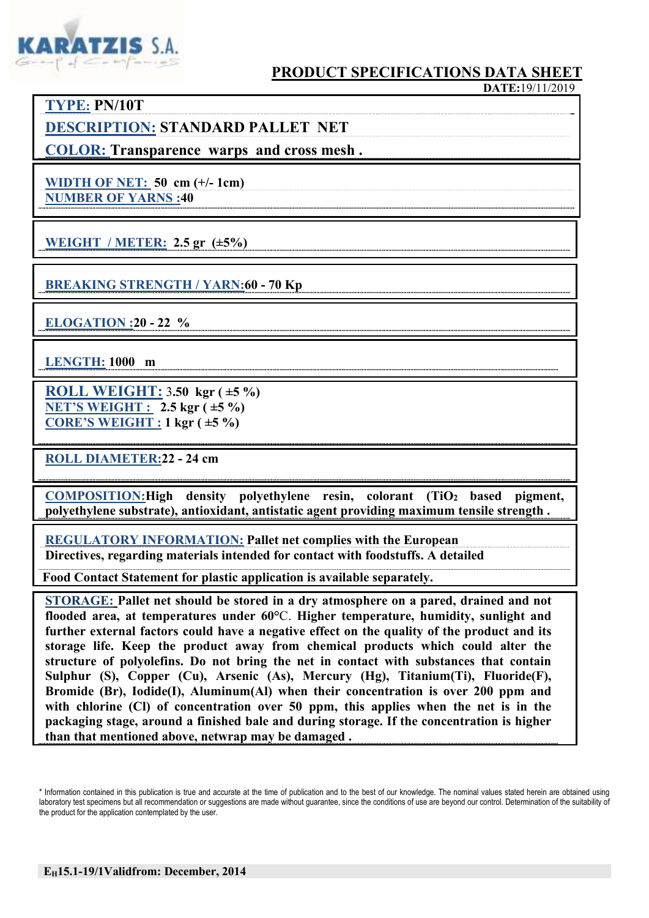KARATZIS S.A.
Group of Companies

## PRODUCT SPECIFICATIONS DATA SHEET

**DATE:** 19/11/2019

**TYPE:** PN/10T

**DESCRIPTION:** STANDARD PALLET NET

**COLOR:** Transparence warps and cross mesh .

**WIDTH OF NET:** 50 cm (+/- 1cm)

**NUMBER OF YARNS :** 40

**WEIGHT / METER:** 2.5 gr (±5%)

**BREAKING STRENGTH / YARN:** 60 - 70 Kp

**ELOGATION :** 20 - 22 %

**LENGTH:** 1000 m

**ROLL WEIGHT:** 3.50 kgr ( ±5 %)

**NET'S WEIGHT :** 2.5 kgr ( ±5 %)

**CORE'S WEIGHT :** 1 kgr ( ±5 %)

**ROLL DIAMETER:** 22 - 24 cm

**COMPOSITION:** High density polyethylene resin, colorant ($TiO_2$ based pigment, polyethylene substrate), antioxidant, antistatic agent providing maximum tensile strength .

**REGULATORY INFORMATION:** Pallet net complies with the European Directives, regarding materials intended for contact with foodstuffs. A detailed Food Contact Statement for plastic application is available separately.

**STORAGE:** Pallet net should be stored in a dry atmosphere on a pared, drained and not flooded area, at temperatures under 60°C. Higher temperature, humidity, sunlight and further external factors could have a negative effect on the quality of the product and its storage life. Keep the product away from chemical products which could alter the structure of polyolefins. Do not bring the net in contact with substances that contain Sulphur (S), Copper (Cu), Arsenic (As), Mercury (Hg), Titanium(Ti), Fluoride(F), Bromide (Br), Iodide(I), Aluminum(Al) when their concentration is over 200 ppm and with chlorine (Cl) of concentration over 50 ppm, this applies when the net is in the packaging stage, around a finished bale and during storage. If the concentration is higher than that mentioned above, netwrap may be damaged .

\* Information contained in this publication is true and accurate at the time of publication and to the best of our knowledge. The nominal values stated herein are obtained using laboratory test specimens but all recommendation or suggestions are made without guarantee, since the conditions of use are beyond our control. Determination of the suitability of the product for the application contemplated by the user.

**$E_H$15.1-19/1Validfrom: December, 2014**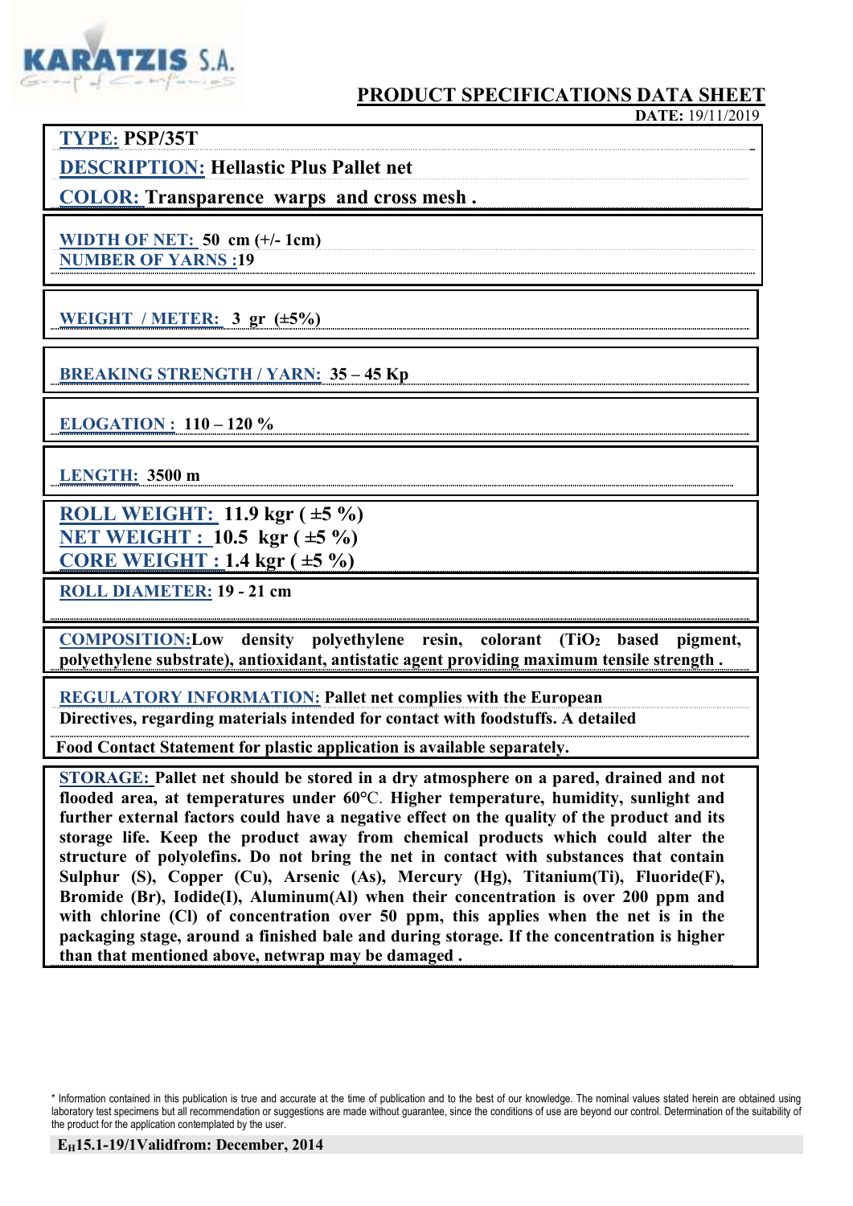KARATZIS S.A.
Group of Companies

## PRODUCT SPECIFICATIONS DATA SHEET

**DATE:** 19/11/2019

**TYPE:** PSP/35T

**DESCRIPTION:** Hellastic Plus Pallet net

**COLOR:** Transparence warps and cross mesh .

**WIDTH OF NET:** 50 cm (+/- 1cm)
**NUMBER OF YARNS :**19

**WEIGHT / METER:** 3 gr (±5%)

**BREAKING STRENGTH / YARN:** 35 – 45 Kp

**ELOGATION :** 110 – 120 %

**LENGTH:** 3500 m

**ROLL WEIGHT:** 11.9 kgr ( ±5 %)
**NET WEIGHT :** 10.5 kgr ( ±5 %)
**CORE WEIGHT :** 1.4 kgr ( ±5 %)

**ROLL DIAMETER:** 19 - 21 cm

**COMPOSITION:** Low density polyethylene resin, colorant ($TiO_2$ based pigment, polyethylene substrate), antioxidant, antistatic agent providing maximum tensile strength .

**REGULATORY INFORMATION:** Pallet net complies with the European Directives, regarding materials intended for contact with foodstuffs. A detailed Food Contact Statement for plastic application is available separately.

**STORAGE:** Pallet net should be stored in a dry atmosphere on a pared, drained and not flooded area, at temperatures under 60°C. Higher temperature, humidity, sunlight and further external factors could have a negative effect on the quality of the product and its storage life. Keep the product away from chemical products which could alter the structure of polyolefins. Do not bring the net in contact with substances that contain Sulphur (S), Copper (Cu), Arsenic (As), Mercury (Hg), Titanium(Ti), Fluoride(F), Bromide (Br), Iodide(I), Aluminum(Al) when their concentration is over 200 ppm and with chlorine (Cl) of concentration over 50 ppm, this applies when the net is in the packaging stage, around a finished bale and during storage. If the concentration is higher than that mentioned above, netwrap may be damaged .

* Information contained in this publication is true and accurate at the time of publication and to the best of our knowledge. The nominal values stated herein are obtained using laboratory test specimens but all recommendation or suggestions are made without guarantee, since the conditions of use are beyond our control. Determination of the suitability of the product for the application contemplated by the user.

$E_H$15.1-19/1Validfrom: December, 2014